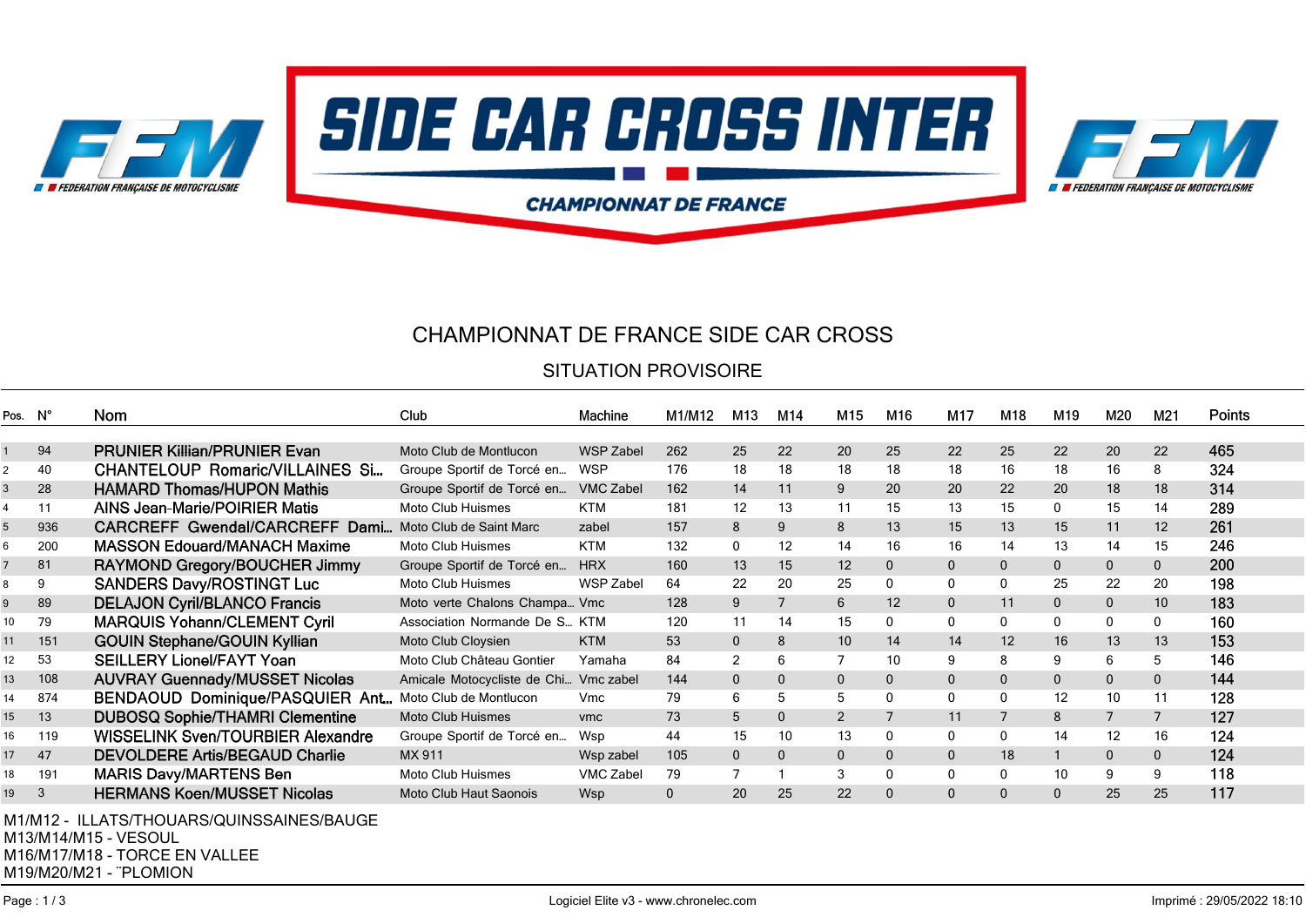SIDE CAR CROSS INTER

CHAMPIONNAT DE FRANCE

FFM FEDERATION FRANÇAISE DE MOTOCYCLISME

# CHAMPIONNAT DE FRANCE SIDE CAR CROSS

## SITUATION PROVISOIRE

| Pos. | N° | Nom | Club | Machine | M1/M12 | M13 | M14 | M15 | M16 | M17 | M18 | M19 | M20 | M21 | Points |
|---|---|---|---|---|---|---|---|---|---|---|---|---|---|---|---|
| 1 | 94 | PRUNIER Killian/PRUNIER Evan | Moto Club de Montlucon | WSP Zabel | 262 | 25 | 22 | 20 | 25 | 22 | 25 | 22 | 20 | 22 | 465 |
| 2 | 40 | CHANTELOUP Romaric/VILLAINES Si... | Groupe Sportif de Torcé en... | WSP | 176 | 18 | 18 | 18 | 18 | 18 | 16 | 18 | 16 | 8 | 324 |
| 3 | 28 | HAMARD Thomas/HUPON Mathis | Groupe Sportif de Torcé en... | VMC Zabel | 162 | 14 | 11 | 9 | 20 | 20 | 22 | 20 | 18 | 18 | 314 |
| 4 | 11 | AINS Jean-Marie/POIRIER Matis | Moto Club Huismes | KTM | 181 | 12 | 13 | 11 | 15 | 13 | 15 | 0 | 15 | 14 | 289 |
| 5 | 936 | CARCREFF Gwendal/CARCREFF Dami... | Moto Club de Saint Marc | zabel | 157 | 8 | 9 | 8 | 13 | 15 | 13 | 15 | 11 | 12 | 261 |
| 6 | 200 | MASSON Edouard/MANACH Maxime | Moto Club Huismes | KTM | 132 | 0 | 12 | 14 | 16 | 16 | 14 | 13 | 14 | 15 | 246 |
| 7 | 81 | RAYMOND Gregory/BOUCHER Jimmy | Groupe Sportif de Torcé en... | HRX | 160 | 13 | 15 | 12 | 0 | 0 | 0 | 0 | 0 | 0 | 200 |
| 8 | 9 | SANDERS Davy/ROSTINGT Luc | Moto Club Huismes | WSP Zabel | 64 | 22 | 20 | 25 | 0 | 0 | 0 | 25 | 22 | 20 | 198 |
| 9 | 89 | DELAJON Cyril/BLANCO Francis | Moto verte Chalons Champa... | Vmc | 128 | 9 | 7 | 6 | 12 | 0 | 11 | 0 | 0 | 10 | 183 |
| 10 | 79 | MARQUIS Yohann/CLEMENT Cyril | Association Normande De S... | KTM | 120 | 11 | 14 | 15 | 0 | 0 | 0 | 0 | 0 | 0 | 160 |
| 11 | 151 | GOUIN Stephane/GOUIN Kyllian | Moto Club Cloysien | KTM | 53 | 0 | 8 | 10 | 14 | 14 | 12 | 16 | 13 | 13 | 153 |
| 12 | 53 | SEILLERY Lionel/FAYT Yoan | Moto Club Château Gontier | Yamaha | 84 | 2 | 6 | 7 | 10 | 9 | 8 | 9 | 6 | 5 | 146 |
| 13 | 108 | AUVRAY Guennady/MUSSET Nicolas | Amicale Motocycliste de Chi... | Vmc zabel | 144 | 0 | 0 | 0 | 0 | 0 | 0 | 0 | 0 | 0 | 144 |
| 14 | 874 | BENDAOUD Dominique/PASQUIER Ant... | Moto Club de Montlucon | Vmc | 79 | 6 | 5 | 5 | 0 | 0 | 0 | 12 | 10 | 11 | 128 |
| 15 | 13 | DUBOSQ Sophie/THAMRI Clementine | Moto Club Huismes | vmc | 73 | 5 | 0 | 2 | 7 | 11 | 7 | 8 | 7 | 7 | 127 |
| 16 | 119 | WISSELINK Sven/TOURBIER Alexandre | Groupe Sportif de Torcé en... | Wsp | 44 | 15 | 10 | 13 | 0 | 0 | 0 | 14 | 12 | 16 | 124 |
| 17 | 47 | DEVOLDERE Artis/BEGAUD Charlie | MX 911 | Wsp zabel | 105 | 0 | 0 | 0 | 0 | 0 | 18 | 1 | 0 | 0 | 124 |
| 18 | 191 | MARIS Davy/MARTENS Ben | Moto Club Huismes | VMC Zabel | 79 | 7 | 1 | 3 | 0 | 0 | 0 | 10 | 9 | 9 | 118 |
| 19 | 3 | HERMANS Koen/MUSSET Nicolas | Moto Club Haut Saonois | Wsp | 0 | 20 | 25 | 22 | 0 | 0 | 0 | 0 | 25 | 25 | 117 |

M1/M12 - ILLATS/THOUARS/QUINSSAINES/BAUGE
M13/M14/M15 - VESOUL
M16/M17/M18 - TORCE EN VALLEE
M19/M20/M21 - ¨PLOMION

Logiciel Elite v3 - www.chronelec.com

Imprimé : 29/05/2022 18:10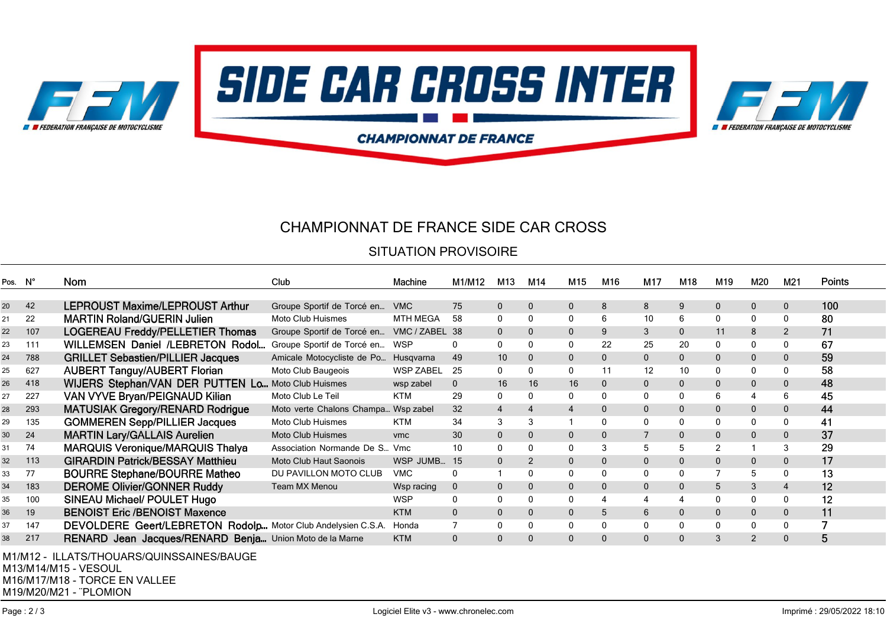# CHAMPIONNAT DE FRANCE SIDE CAR CROSS

## SITUATION PROVISOIRE

| Pos. | N° | Nom | Club | Machine | M1/M12 | M13 | M14 | M15 | M16 | M17 | M18 | M19 | M20 | M21 | Points |
|---|---|---|---|---|---|---|---|---|---|---|---|---|---|---|---|
| 20 | 42 | LEPROUST Maxime/LEPROUST Arthur | Groupe Sportif de Torcé en... | VMC | 75 | 0 | 0 | 0 | 8 | 8 | 9 | 0 | 0 | 0 | 100 |
| 21 | 22 | MARTIN Roland/GUERIN Julien | Moto Club Huismes | MTH MEGA | 58 | 0 | 0 | 0 | 6 | 10 | 6 | 0 | 0 | 0 | 80 |
| 22 | 107 | LOGEREAU Freddy/PELLETIER Thomas | Groupe Sportif de Torcé en... | VMC / ZABEL | 38 | 0 | 0 | 0 | 9 | 3 | 0 | 11 | 8 | 2 | 71 |
| 23 | 111 | WILLEMSEN Daniel /LEBRETON Rodol... | Groupe Sportif de Torcé en... | WSP | 0 | 0 | 0 | 0 | 22 | 25 | 20 | 0 | 0 | 0 | 67 |
| 24 | 788 | GRILLET Sebastien/PILLIER Jacques | Amicale Motocycliste de Po... | Husqvarna | 49 | 10 | 0 | 0 | 0 | 0 | 0 | 0 | 0 | 0 | 59 |
| 25 | 627 | AUBERT Tanguy/AUBERT Florian | Moto Club Baugeois | WSP ZABEL | 25 | 0 | 0 | 0 | 11 | 12 | 10 | 0 | 0 | 0 | 58 |
| 26 | 418 | WIJERS Stephan/VAN DER PUTTEN Lo... | Moto Club Huismes | wsp zabel | 0 | 16 | 16 | 16 | 0 | 0 | 0 | 0 | 0 | 0 | 48 |
| 27 | 227 | VAN VYVE Bryan/PEIGNAUD Kilian | Moto Club Le Teil | KTM | 29 | 0 | 0 | 0 | 0 | 0 | 0 | 6 | 4 | 6 | 45 |
| 28 | 293 | MATUSIAK Gregory/RENARD Rodrigue | Moto verte Chalons Champa... | Wsp zabel | 32 | 4 | 4 | 4 | 0 | 0 | 0 | 0 | 0 | 0 | 44 |
| 29 | 135 | GOMMEREN Sepp/PILLIER Jacques | Moto Club Huismes | KTM | 34 | 3 | 3 | 1 | 0 | 0 | 0 | 0 | 0 | 0 | 41 |
| 30 | 24 | MARTIN Lary/GALLAIS Aurelien | Moto Club Huismes | vmc | 30 | 0 | 0 | 0 | 0 | 7 | 0 | 0 | 0 | 0 | 37 |
| 31 | 74 | MARQUIS Veronique/MARQUIS Thalya | Association Normande De S... | Vmc | 10 | 0 | 0 | 0 | 3 | 5 | 5 | 2 | 1 | 3 | 29 |
| 32 | 113 | GIRARDIN Patrick/BESSAY Matthieu | Moto Club Haut Saonois | WSP JUMB... | 15 | 0 | 2 | 0 | 0 | 0 | 0 | 0 | 0 | 0 | 17 |
| 33 | 77 | BOURRE Stephane/BOURRE Matheo | DU PAVILLON MOTO CLUB | VMC | 0 | 1 | 0 | 0 | 0 | 0 | 0 | 7 | 5 | 0 | 13 |
| 34 | 183 | DEROME Olivier/GONNER Ruddy | Team MX Menou | Wsp racing | 0 | 0 | 0 | 0 | 0 | 0 | 0 | 5 | 3 | 4 | 12 |
| 35 | 100 | SINEAU Michael/ POULET Hugo | | WSP | 0 | 0 | 0 | 0 | 4 | 4 | 4 | 0 | 0 | 0 | 12 |
| 36 | 19 | BENOIST Eric /BENOIST Maxence | | KTM | 0 | 0 | 0 | 0 | 5 | 6 | 0 | 0 | 0 | 0 | 11 |
| 37 | 147 | DEVOLDERE Geert/LEBRETON Rodolp... | Motor Club Andelysien C.S.A. | Honda | 7 | 0 | 0 | 0 | 0 | 0 | 0 | 0 | 0 | 0 | 7 |
| 38 | 217 | RENARD Jean Jacques/RENARD Benja... | Union Moto de la Marne | KTM | 0 | 0 | 0 | 0 | 0 | 0 | 0 | 3 | 2 | 0 | 5 |

M1/M12 - ILLATS/THOUARS/QUINSSAINES/BAUGE
M13/M14/M15 - VESOUL
M16/M17/M18 - TORCE EN VALLEE
M19/M20/M21 - ¨PLOMION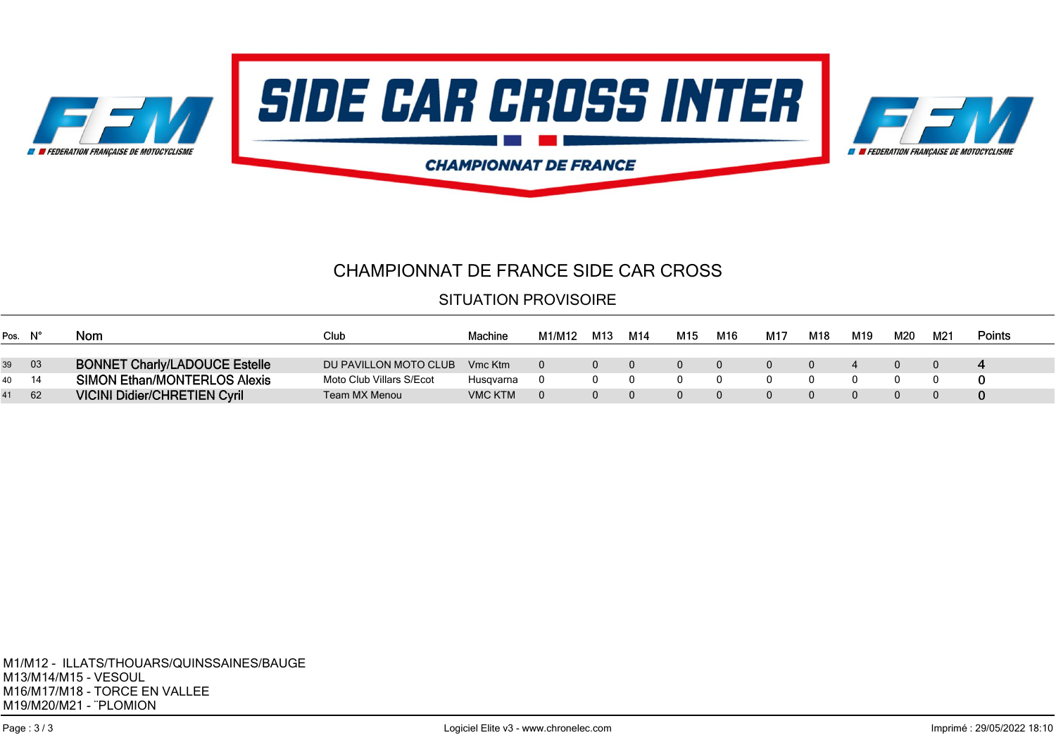SIDE CAR CROSS INTER

CHAMPIONNAT DE FRANCE

# CHAMPIONNAT DE FRANCE SIDE CAR CROSS

## SITUATION PROVISOIRE

| Pos. | N° | Nom | Club | Machine | M1/M12 | M13 | M14 | M15 | M16 | M17 | M18 | M19 | M20 | M21 | Points |
|---|---|---|---|---|---|---|---|---|---|---|---|---|---|---|---|
| 39 | 03 | BONNET Charly/LADOUCE Estelle | DU PAVILLON MOTO CLUB | Vmc Ktm | 0 | 0 | 0 | 0 | 0 | 0 | 0 | 4 | 0 | 0 | 4 |
| 40 | 14 | SIMON Ethan/MONTERLOS Alexis | Moto Club Villars S/Ecot | Husqvarna | 0 | 0 | 0 | 0 | 0 | 0 | 0 | 0 | 0 | 0 | 0 |
| 41 | 62 | VICINI Didier/CHRETIEN Cyril | Team MX Menou | VMC KTM | 0 | 0 | 0 | 0 | 0 | 0 | 0 | 0 | 0 | 0 | 0 |

M1/M12 - ILLATS/THOUARS/QUINSSAINES/BAUGE
M13/M14/M15 - VESOUL
M16/M17/M18 - TORCE EN VALLEE
M19/M20/M21 - ¨PLOMION

Logiciel Elite v3 - www.chronelec.com

Imprimé : 29/05/2022 18:10